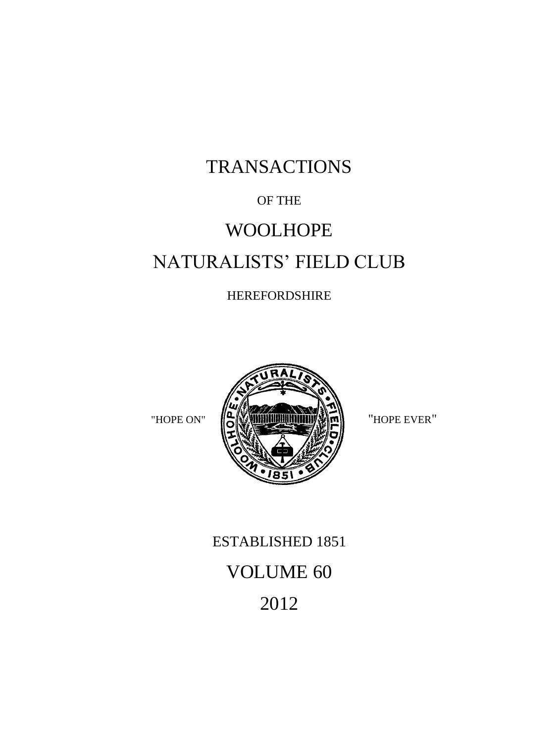# TRANSACTIONS

OF THE

# WOOLHOPE

# NATURALISTS' FIELD CLUB

HEREFORDSHIRE

"HOPE ON" "HOPE EVER"

ESTABLISHED 1851

## VOLUME 60

## 2012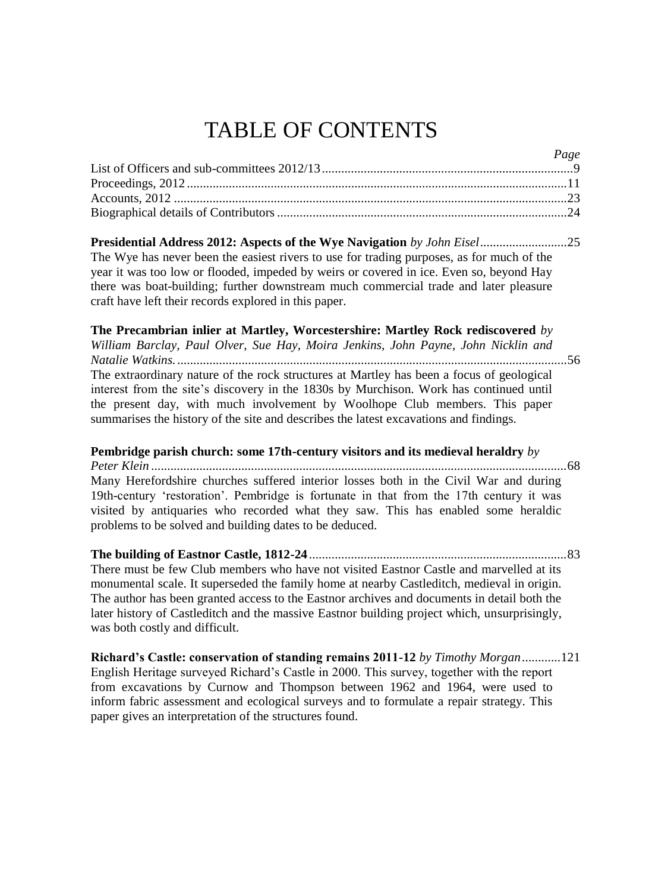# TABLE OF CONTENTS

*Page*

List of Officers and sub-committees 2012/13 .......... 9
Proceedings, 2012 .......... 11
Accounts, 2012 .......... 23
Biographical details of Contributors .......... 24

**Presidential Address 2012: Aspects of the Wye Navigation** *by John Eisel* .......... 25
The Wye has never been the easiest rivers to use for trading purposes, as for much of the year it was too low or flooded, impeded by weirs or covered in ice. Even so, beyond Hay there was boat-building; further downstream much commercial trade and later pleasure craft have left their records explored in this paper.

**The Precambrian inlier at Martley, Worcestershire: Martley Rock rediscovered** *by William Barclay, Paul Olver, Sue Hay, Moira Jenkins, John Payne, John Nicklin and Natalie Watkins.* .......... 56
The extraordinary nature of the rock structures at Martley has been a focus of geological interest from the site's discovery in the 1830s by Murchison. Work has continued until the present day, with much involvement by Woolhope Club members. This paper summarises the history of the site and describes the latest excavations and findings.

**Pembridge parish church: some 17th-century visitors and its medieval heraldry** *by Peter Klein* .......... 68
Many Herefordshire churches suffered interior losses both in the Civil War and during 19th-century 'restoration'. Pembridge is fortunate in that from the 17th century it was visited by antiquaries who recorded what they saw. This has enabled some heraldic problems to be solved and building dates to be deduced.

**The building of Eastnor Castle, 1812-24** .......... 83
There must be few Club members who have not visited Eastnor Castle and marvelled at its monumental scale. It superseded the family home at nearby Castleditch, medieval in origin. The author has been granted access to the Eastnor archives and documents in detail both the later history of Castleditch and the massive Eastnor building project which, unsurprisingly, was both costly and difficult.

**Richard's Castle: conservation of standing remains 2011-12** *by Timothy Morgan* .......... 121
English Heritage surveyed Richard's Castle in 2000. This survey, together with the report from excavations by Curnow and Thompson between 1962 and 1964, were used to inform fabric assessment and ecological surveys and to formulate a repair strategy. This paper gives an interpretation of the structures found.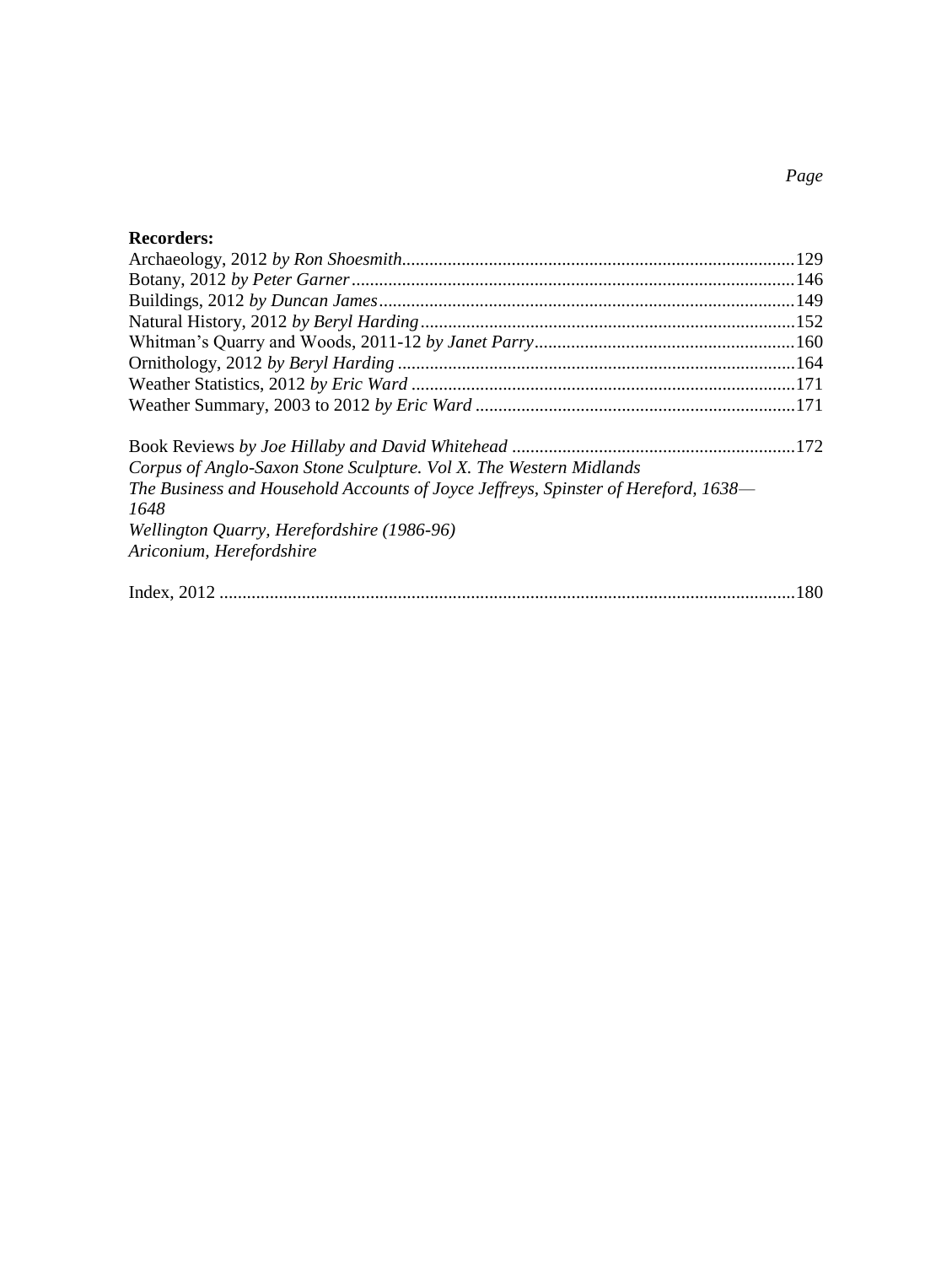*Page*

**Recorders:**

Archaeology, 2012 *by Ron Shoesmith*......129
Botany, 2012 *by Peter Garner*......146
Buildings, 2012 *by Duncan James*......149
Natural History, 2012 *by Beryl Harding*......152
Whitman's Quarry and Woods, 2011-12 *by Janet Parry*......160
Ornithology, 2012 *by Beryl Harding*......164
Weather Statistics, 2012 *by Eric Ward*......171
Weather Summary, 2003 to 2012 *by Eric Ward*......171

Book Reviews *by Joe Hillaby and David Whitehead*......172
*Corpus of Anglo-Saxon Stone Sculpture. Vol X. The Western Midlands*
*The Business and Household Accounts of Joyce Jeffreys, Spinster of Hereford, 1638—1648*
*Wellington Quarry, Herefordshire (1986-96)*
*Ariconium, Herefordshire*

Index, 2012......180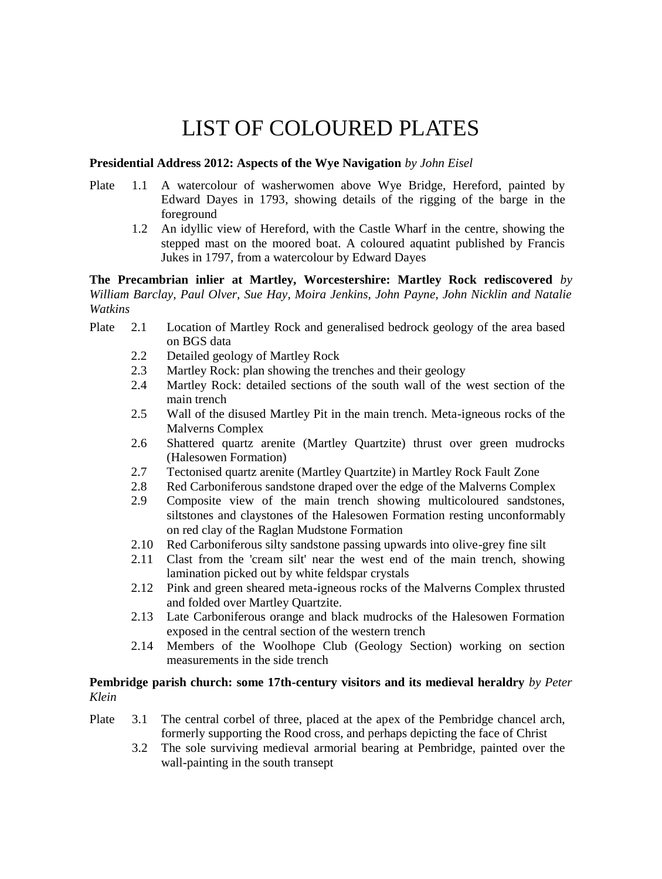# LIST OF COLOURED PLATES

**Presidential Address 2012: Aspects of the Wye Navigation** *by John Eisel*

Plate 1.1 A watercolour of washerwomen above Wye Bridge, Hereford, painted by Edward Dayes in 1793, showing details of the rigging of the barge in the foreground

1.2 An idyllic view of Hereford, with the Castle Wharf in the centre, showing the stepped mast on the moored boat. A coloured aquatint published by Francis Jukes in 1797, from a watercolour by Edward Dayes

**The Precambrian inlier at Martley, Worcestershire: Martley Rock rediscovered** *by William Barclay, Paul Olver, Sue Hay, Moira Jenkins, John Payne, John Nicklin and Natalie Watkins*

Plate 2.1 Location of Martley Rock and generalised bedrock geology of the area based on BGS data

2.2 Detailed geology of Martley Rock

2.3 Martley Rock: plan showing the trenches and their geology

2.4 Martley Rock: detailed sections of the south wall of the west section of the main trench

2.5 Wall of the disused Martley Pit in the main trench. Meta-igneous rocks of the Malverns Complex

2.6 Shattered quartz arenite (Martley Quartzite) thrust over green mudrocks (Halesowen Formation)

2.7 Tectonised quartz arenite (Martley Quartzite) in Martley Rock Fault Zone

2.8 Red Carboniferous sandstone draped over the edge of the Malverns Complex

2.9 Composite view of the main trench showing multicoloured sandstones, siltstones and claystones of the Halesowen Formation resting unconformably on red clay of the Raglan Mudstone Formation

2.10 Red Carboniferous silty sandstone passing upwards into olive-grey fine silt

2.11 Clast from the 'cream silt' near the west end of the main trench, showing lamination picked out by white feldspar crystals

2.12 Pink and green sheared meta-igneous rocks of the Malverns Complex thrusted and folded over Martley Quartzite.

2.13 Late Carboniferous orange and black mudrocks of the Halesowen Formation exposed in the central section of the western trench

2.14 Members of the Woolhope Club (Geology Section) working on section measurements in the side trench

**Pembridge parish church: some 17th-century visitors and its medieval heraldry** *by Peter Klein*

Plate 3.1 The central corbel of three, placed at the apex of the Pembridge chancel arch, formerly supporting the Rood cross, and perhaps depicting the face of Christ

3.2 The sole surviving medieval armorial bearing at Pembridge, painted over the wall-painting in the south transept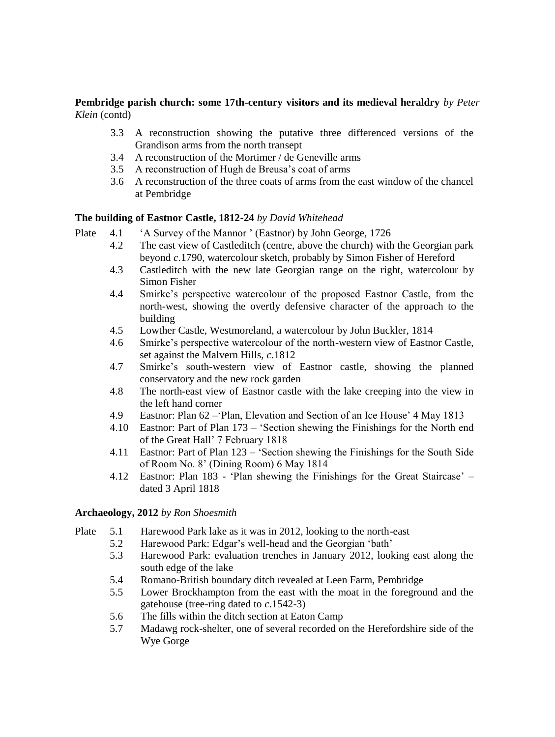**Pembridge parish church: some 17th-century visitors and its medieval heraldry** *by Peter Klein* (contd)

- 3.3 A reconstruction showing the putative three differenced versions of the Grandison arms from the north transept
- 3.4 A reconstruction of the Mortimer / de Geneville arms
- 3.5 A reconstruction of Hugh de Breusa's coat of arms
- 3.6 A reconstruction of the three coats of arms from the east window of the chancel at Pembridge

**The building of Eastnor Castle, 1812-24** *by David Whitehead*

Plate
- 4.1 'A Survey of the Mannor ' (Eastnor) by John George, 1726
- 4.2 The east view of Castleditch (centre, above the church) with the Georgian park beyond *c*.1790, watercolour sketch, probably by Simon Fisher of Hereford
- 4.3 Castleditch with the new late Georgian range on the right, watercolour by Simon Fisher
- 4.4 Smirke's perspective watercolour of the proposed Eastnor Castle, from the north-west, showing the overtly defensive character of the approach to the building
- 4.5 Lowther Castle, Westmoreland, a watercolour by John Buckler, 1814
- 4.6 Smirke's perspective watercolour of the north-western view of Eastnor Castle, set against the Malvern Hills, *c*.1812
- 4.7 Smirke's south-western view of Eastnor castle, showing the planned conservatory and the new rock garden
- 4.8 The north-east view of Eastnor castle with the lake creeping into the view in the left hand corner
- 4.9 Eastnor: Plan 62 –'Plan, Elevation and Section of an Ice House' 4 May 1813
- 4.10 Eastnor: Part of Plan 173 – 'Section shewing the Finishings for the North end of the Great Hall' 7 February 1818
- 4.11 Eastnor: Part of Plan 123 – 'Section shewing the Finishings for the South Side of Room No. 8' (Dining Room) 6 May 1814
- 4.12 Eastnor: Plan 183 - 'Plan shewing the Finishings for the Great Staircase' – dated 3 April 1818

**Archaeology, 2012** *by Ron Shoesmith*

Plate
- 5.1 Harewood Park lake as it was in 2012, looking to the north-east
- 5.2 Harewood Park: Edgar's well-head and the Georgian 'bath'
- 5.3 Harewood Park: evaluation trenches in January 2012, looking east along the south edge of the lake
- 5.4 Romano-British boundary ditch revealed at Leen Farm, Pembridge
- 5.5 Lower Brockhampton from the east with the moat in the foreground and the gatehouse (tree-ring dated to *c*.1542-3)
- 5.6 The fills within the ditch section at Eaton Camp
- 5.7 Madawg rock-shelter, one of several recorded on the Herefordshire side of the Wye Gorge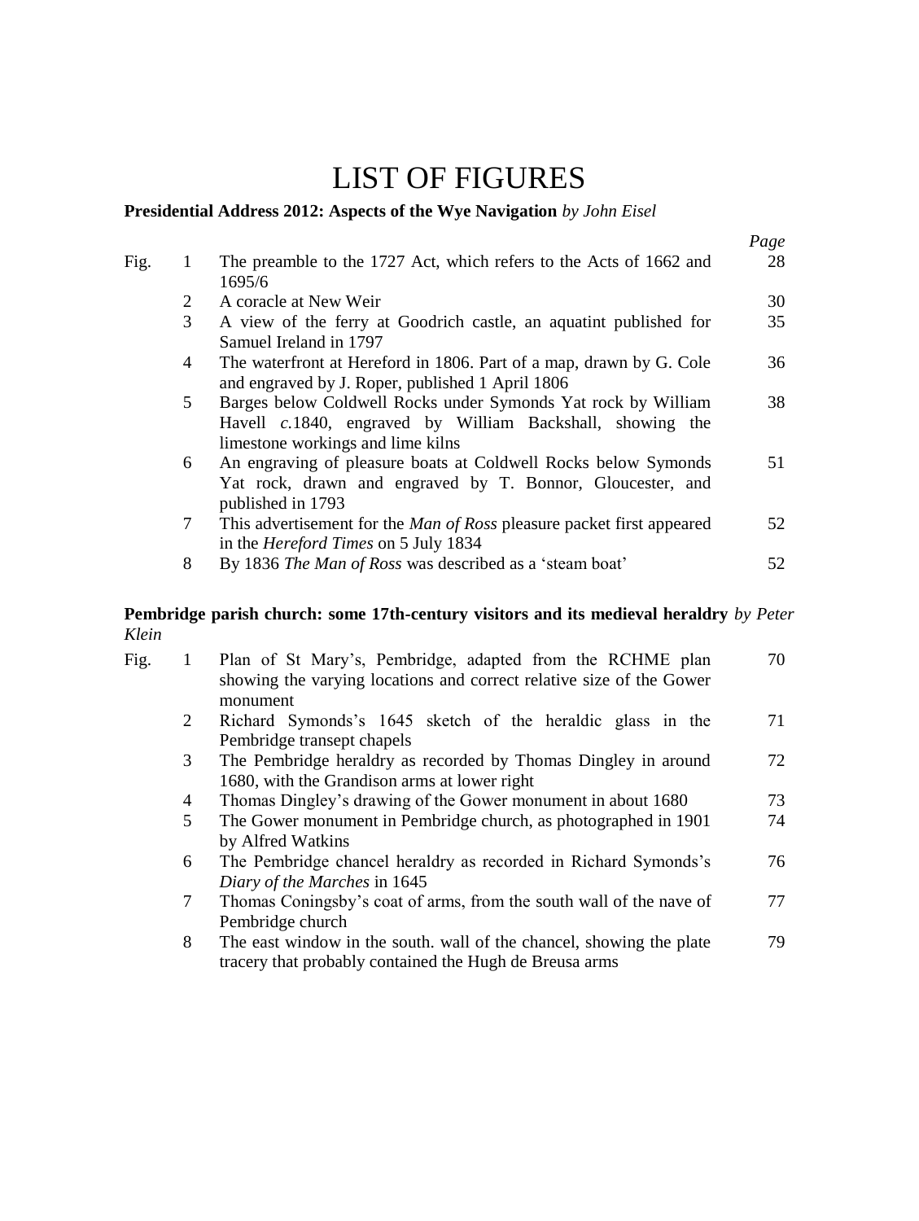# LIST OF FIGURES

**Presidential Address 2012: Aspects of the Wye Navigation** *by John Eisel*

| | | | *Page* |
|---|---|---|---|
| Fig. | 1 | The preamble to the 1727 Act, which refers to the Acts of 1662 and 1695/6 | 28 |
| | 2 | A coracle at New Weir | 30 |
| | 3 | A view of the ferry at Goodrich castle, an aquatint published for Samuel Ireland in 1797 | 35 |
| | 4 | The waterfront at Hereford in 1806. Part of a map, drawn by G. Cole and engraved by J. Roper, published 1 April 1806 | 36 |
| | 5 | Barges below Coldwell Rocks under Symonds Yat rock by William Havell *c.*1840, engraved by William Backshall, showing the limestone workings and lime kilns | 38 |
| | 6 | An engraving of pleasure boats at Coldwell Rocks below Symonds Yat rock, drawn and engraved by T. Bonnor, Gloucester, and published in 1793 | 51 |
| | 7 | This advertisement for the *Man of Ross* pleasure packet first appeared in the *Hereford Times* on 5 July 1834 | 52 |
| | 8 | By 1836 *The Man of Ross* was described as a 'steam boat' | 52 |

**Pembridge parish church: some 17th-century visitors and its medieval heraldry** *by Peter Klein*

| | | | |
|---|---|---|---|
| Fig. | 1 | Plan of St Mary's, Pembridge, adapted from the RCHME plan showing the varying locations and correct relative size of the Gower monument | 70 |
| | 2 | Richard Symonds's 1645 sketch of the heraldic glass in the Pembridge transept chapels | 71 |
| | 3 | The Pembridge heraldry as recorded by Thomas Dingley in around 1680, with the Grandison arms at lower right | 72 |
| | 4 | Thomas Dingley's drawing of the Gower monument in about 1680 | 73 |
| | 5 | The Gower monument in Pembridge church, as photographed in 1901 by Alfred Watkins | 74 |
| | 6 | The Pembridge chancel heraldry as recorded in Richard Symonds's *Diary of the Marches* in 1645 | 76 |
| | 7 | Thomas Coningsby's coat of arms, from the south wall of the nave of Pembridge church | 77 |
| | 8 | The east window in the south. wall of the chancel, showing the plate tracery that probably contained the Hugh de Breusa arms | 79 |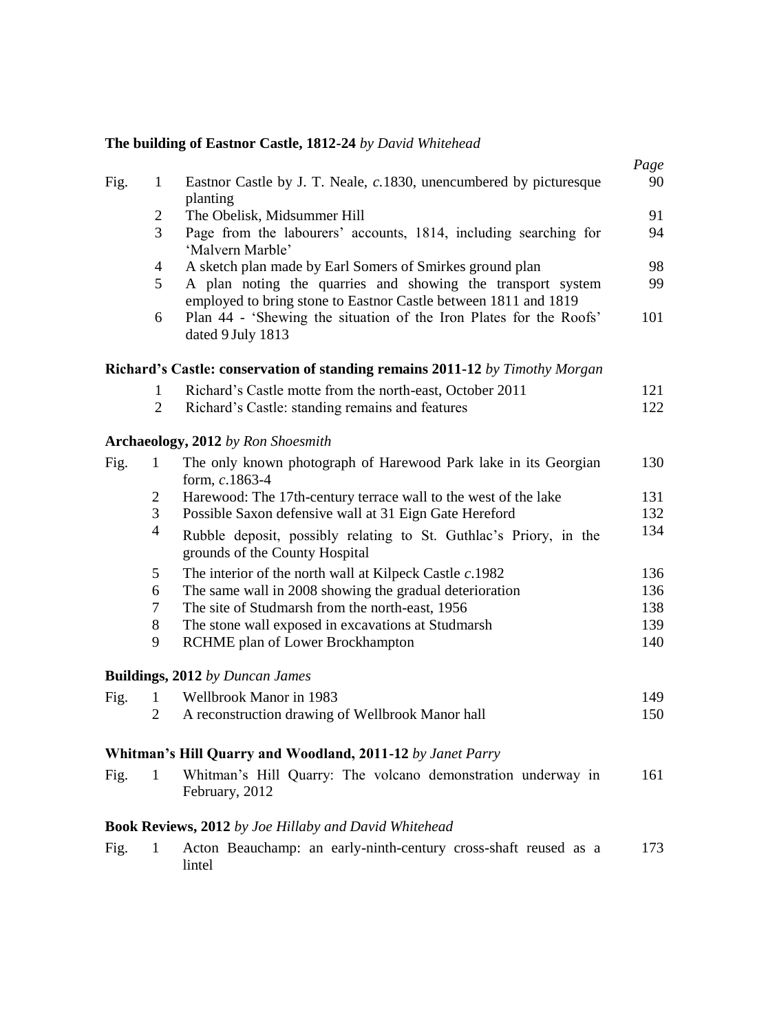**The building of Eastnor Castle, 1812-24** *by David Whitehead*

| | | | Page |
|---|---|---|---|
| Fig. | 1 | Eastnor Castle by J. T. Neale, *c.*1830, unencumbered by picturesque planting | 90 |
| | 2 | The Obelisk, Midsummer Hill | 91 |
| | 3 | Page from the labourers' accounts, 1814, including searching for 'Malvern Marble' | 94 |
| | 4 | A sketch plan made by Earl Somers of Smirkes ground plan | 98 |
| | 5 | A plan noting the quarries and showing the transport system employed to bring stone to Eastnor Castle between 1811 and 1819 | 99 |
| | 6 | Plan 44 - 'Shewing the situation of the Iron Plates for the Roofs' dated 9 July 1813 | 101 |

**Richard's Castle: conservation of standing remains 2011-12** *by Timothy Morgan*

| | | | |
|---|---|---|---|
| | 1 | Richard's Castle motte from the north-east, October 2011 | 121 |
| | 2 | Richard's Castle: standing remains and features | 122 |

**Archaeology, 2012** *by Ron Shoesmith*

| | | | |
|---|---|---|---|
| Fig. | 1 | The only known photograph of Harewood Park lake in its Georgian form, *c.*1863-4 | 130 |
| | 2 | Harewood: The 17th-century terrace wall to the west of the lake | 131 |
| | 3 | Possible Saxon defensive wall at 31 Eign Gate Hereford | 132 |
| | 4 | Rubble deposit, possibly relating to St. Guthlac's Priory, in the grounds of the County Hospital | 134 |
| | 5 | The interior of the north wall at Kilpeck Castle *c.*1982 | 136 |
| | 6 | The same wall in 2008 showing the gradual deterioration | 136 |
| | 7 | The site of Studmarsh from the north-east, 1956 | 138 |
| | 8 | The stone wall exposed in excavations at Studmarsh | 139 |
| | 9 | RCHME plan of Lower Brockhampton | 140 |

**Buildings, 2012** *by Duncan James*

| | | | |
|---|---|---|---|
| Fig. | 1 | Wellbrook Manor in 1983 | 149 |
| | 2 | A reconstruction drawing of Wellbrook Manor hall | 150 |

**Whitman's Hill Quarry and Woodland, 2011-12** *by Janet Parry*

| | | | |
|---|---|---|---|
| Fig. | 1 | Whitman's Hill Quarry: The volcano demonstration underway in February, 2012 | 161 |

**Book Reviews, 2012** *by Joe Hillaby and David Whitehead*

| | | | |
|---|---|---|---|
| Fig. | 1 | Acton Beauchamp: an early-ninth-century cross-shaft reused as a lintel | 173 |